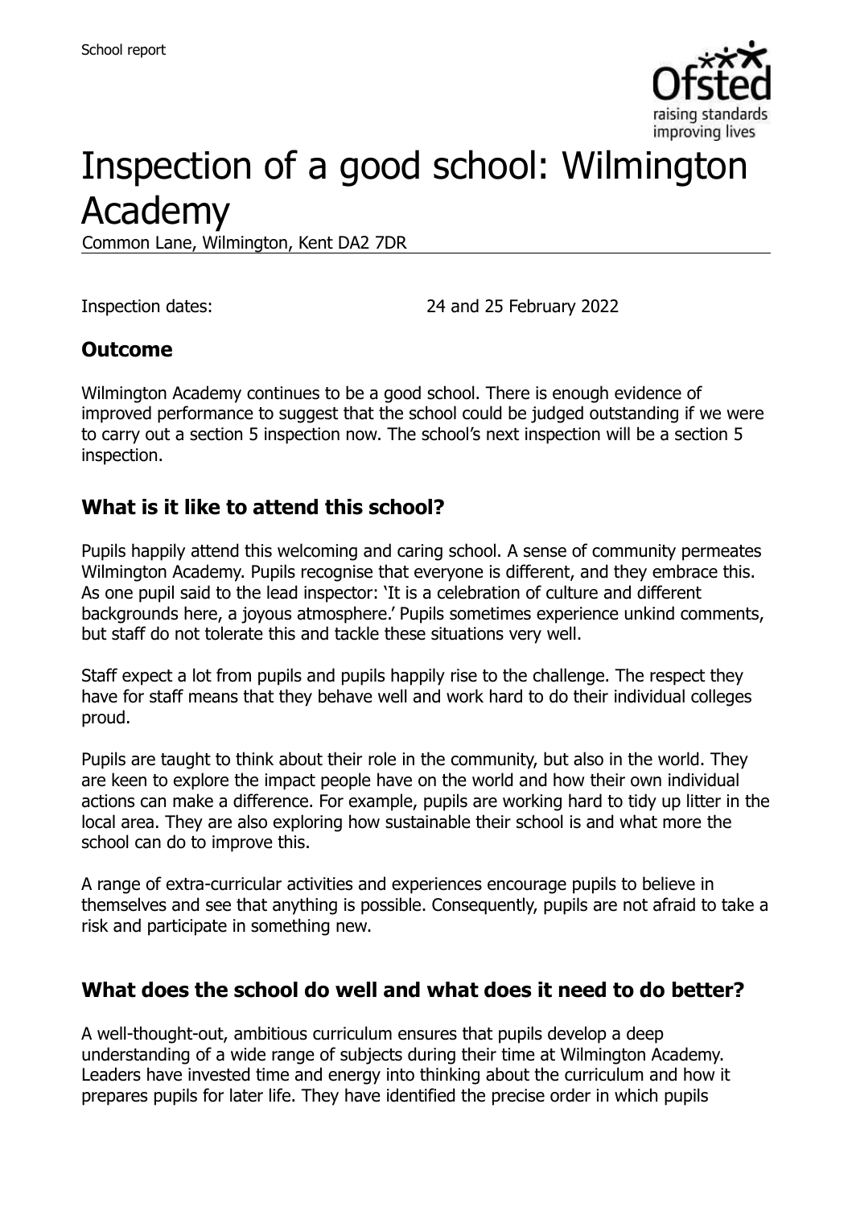School report

# Inspection of a good school: Wilmington Academy

Common Lane, Wilmington, Kent DA2 7DR

Inspection dates: 24 and 25 February 2022

## Outcome

Wilmington Academy continues to be a good school. There is enough evidence of improved performance to suggest that the school could be judged outstanding if we were to carry out a section 5 inspection now. The school's next inspection will be a section 5 inspection.

## What is it like to attend this school?

Pupils happily attend this welcoming and caring school. A sense of community permeates Wilmington Academy. Pupils recognise that everyone is different, and they embrace this. As one pupil said to the lead inspector: 'It is a celebration of culture and different backgrounds here, a joyous atmosphere.' Pupils sometimes experience unkind comments, but staff do not tolerate this and tackle these situations very well.

Staff expect a lot from pupils and pupils happily rise to the challenge. The respect they have for staff means that they behave well and work hard to do their individual colleges proud.

Pupils are taught to think about their role in the community, but also in the world. They are keen to explore the impact people have on the world and how their own individual actions can make a difference. For example, pupils are working hard to tidy up litter in the local area. They are also exploring how sustainable their school is and what more the school can do to improve this.

A range of extra-curricular activities and experiences encourage pupils to believe in themselves and see that anything is possible. Consequently, pupils are not afraid to take a risk and participate in something new.

## What does the school do well and what does it need to do better?

A well-thought-out, ambitious curriculum ensures that pupils develop a deep understanding of a wide range of subjects during their time at Wilmington Academy. Leaders have invested time and energy into thinking about the curriculum and how it prepares pupils for later life. They have identified the precise order in which pupils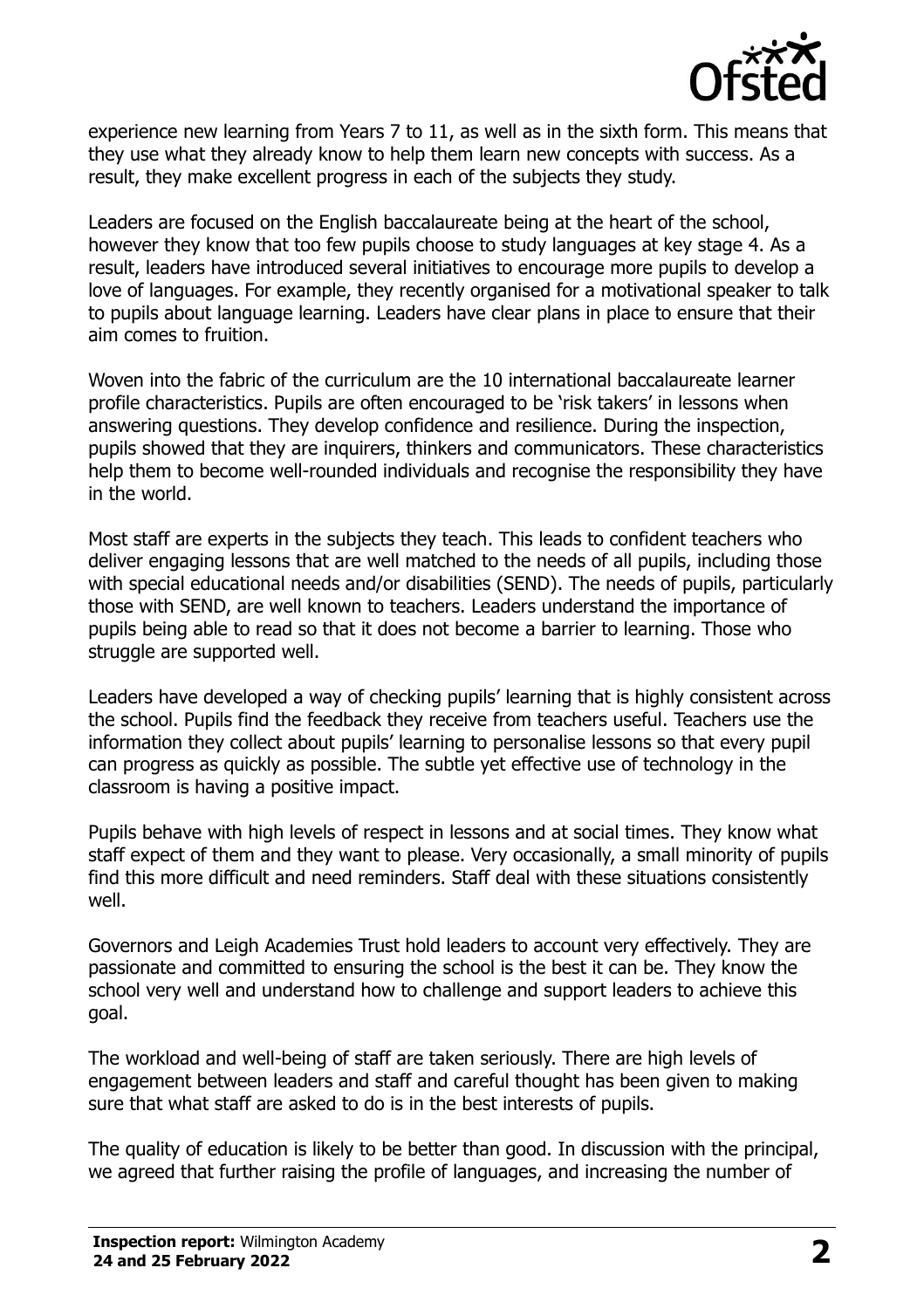experience new learning from Years 7 to 11, as well as in the sixth form. This means that they use what they already know to help them learn new concepts with success. As a result, they make excellent progress in each of the subjects they study.

Leaders are focused on the English baccalaureate being at the heart of the school, however they know that too few pupils choose to study languages at key stage 4. As a result, leaders have introduced several initiatives to encourage more pupils to develop a love of languages. For example, they recently organised for a motivational speaker to talk to pupils about language learning. Leaders have clear plans in place to ensure that their aim comes to fruition.

Woven into the fabric of the curriculum are the 10 international baccalaureate learner profile characteristics. Pupils are often encouraged to be 'risk takers' in lessons when answering questions. They develop confidence and resilience. During the inspection, pupils showed that they are inquirers, thinkers and communicators. These characteristics help them to become well-rounded individuals and recognise the responsibility they have in the world.

Most staff are experts in the subjects they teach. This leads to confident teachers who deliver engaging lessons that are well matched to the needs of all pupils, including those with special educational needs and/or disabilities (SEND). The needs of pupils, particularly those with SEND, are well known to teachers. Leaders understand the importance of pupils being able to read so that it does not become a barrier to learning. Those who struggle are supported well.

Leaders have developed a way of checking pupils' learning that is highly consistent across the school. Pupils find the feedback they receive from teachers useful. Teachers use the information they collect about pupils' learning to personalise lessons so that every pupil can progress as quickly as possible. The subtle yet effective use of technology in the classroom is having a positive impact.

Pupils behave with high levels of respect in lessons and at social times. They know what staff expect of them and they want to please. Very occasionally, a small minority of pupils find this more difficult and need reminders. Staff deal with these situations consistently well.

Governors and Leigh Academies Trust hold leaders to account very effectively. They are passionate and committed to ensuring the school is the best it can be. They know the school very well and understand how to challenge and support leaders to achieve this goal.

The workload and well-being of staff are taken seriously. There are high levels of engagement between leaders and staff and careful thought has been given to making sure that what staff are asked to do is in the best interests of pupils.

The quality of education is likely to be better than good. In discussion with the principal, we agreed that further raising the profile of languages, and increasing the number of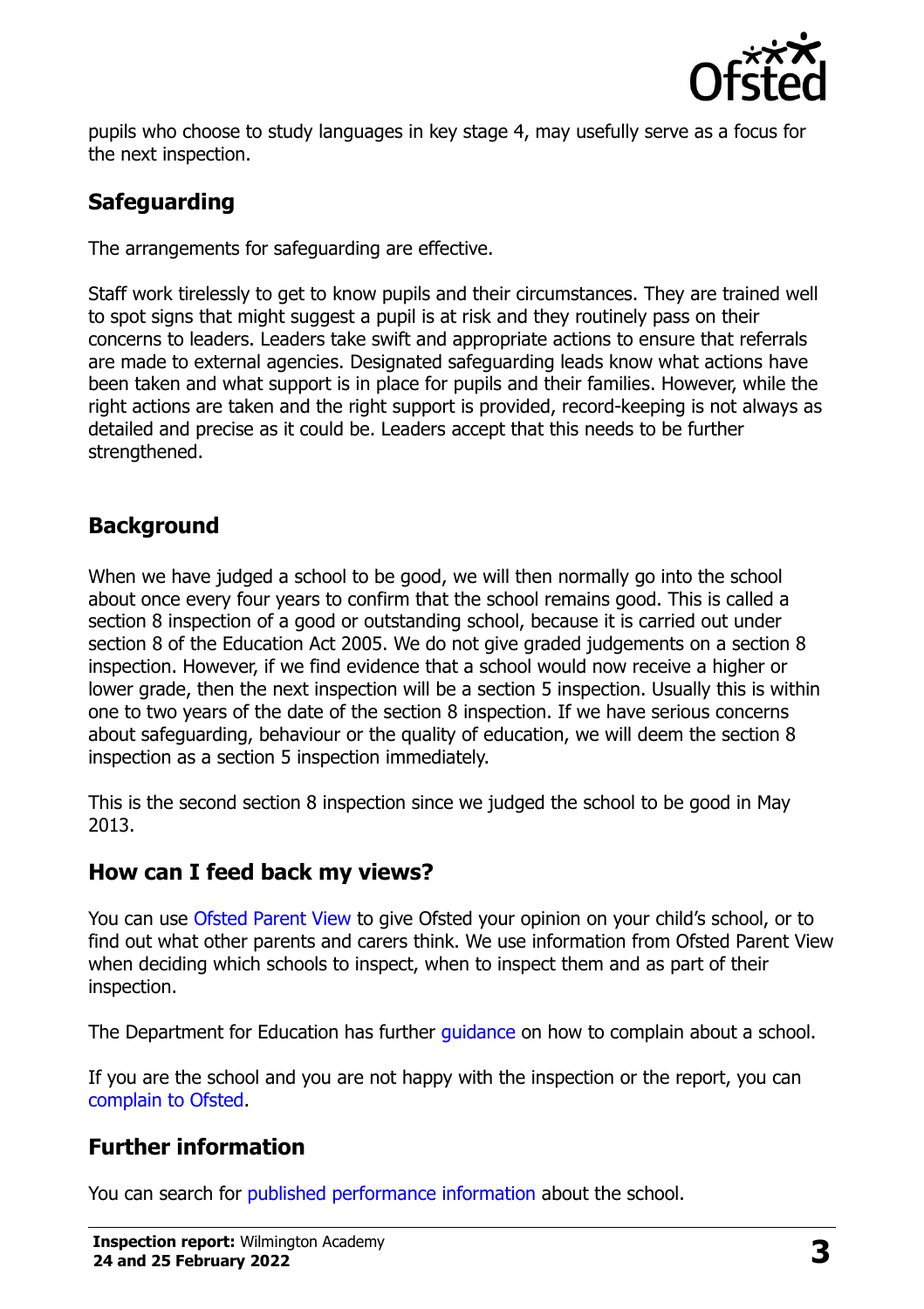pupils who choose to study languages in key stage 4, may usefully serve as a focus for the next inspection.

## Safeguarding

The arrangements for safeguarding are effective.

Staff work tirelessly to get to know pupils and their circumstances. They are trained well to spot signs that might suggest a pupil is at risk and they routinely pass on their concerns to leaders. Leaders take swift and appropriate actions to ensure that referrals are made to external agencies. Designated safeguarding leads know what actions have been taken and what support is in place for pupils and their families. However, while the right actions are taken and the right support is provided, record-keeping is not always as detailed and precise as it could be. Leaders accept that this needs to be further strengthened.

## Background

When we have judged a school to be good, we will then normally go into the school about once every four years to confirm that the school remains good. This is called a section 8 inspection of a good or outstanding school, because it is carried out under section 8 of the Education Act 2005. We do not give graded judgements on a section 8 inspection. However, if we find evidence that a school would now receive a higher or lower grade, then the next inspection will be a section 5 inspection. Usually this is within one to two years of the date of the section 8 inspection. If we have serious concerns about safeguarding, behaviour or the quality of education, we will deem the section 8 inspection as a section 5 inspection immediately.

This is the second section 8 inspection since we judged the school to be good in May 2013.

## How can I feed back my views?

You can use Ofsted Parent View to give Ofsted your opinion on your child's school, or to find out what other parents and carers think. We use information from Ofsted Parent View when deciding which schools to inspect, when to inspect them and as part of their inspection.

The Department for Education has further guidance on how to complain about a school.

If you are the school and you are not happy with the inspection or the report, you can complain to Ofsted.

## Further information

You can search for published performance information about the school.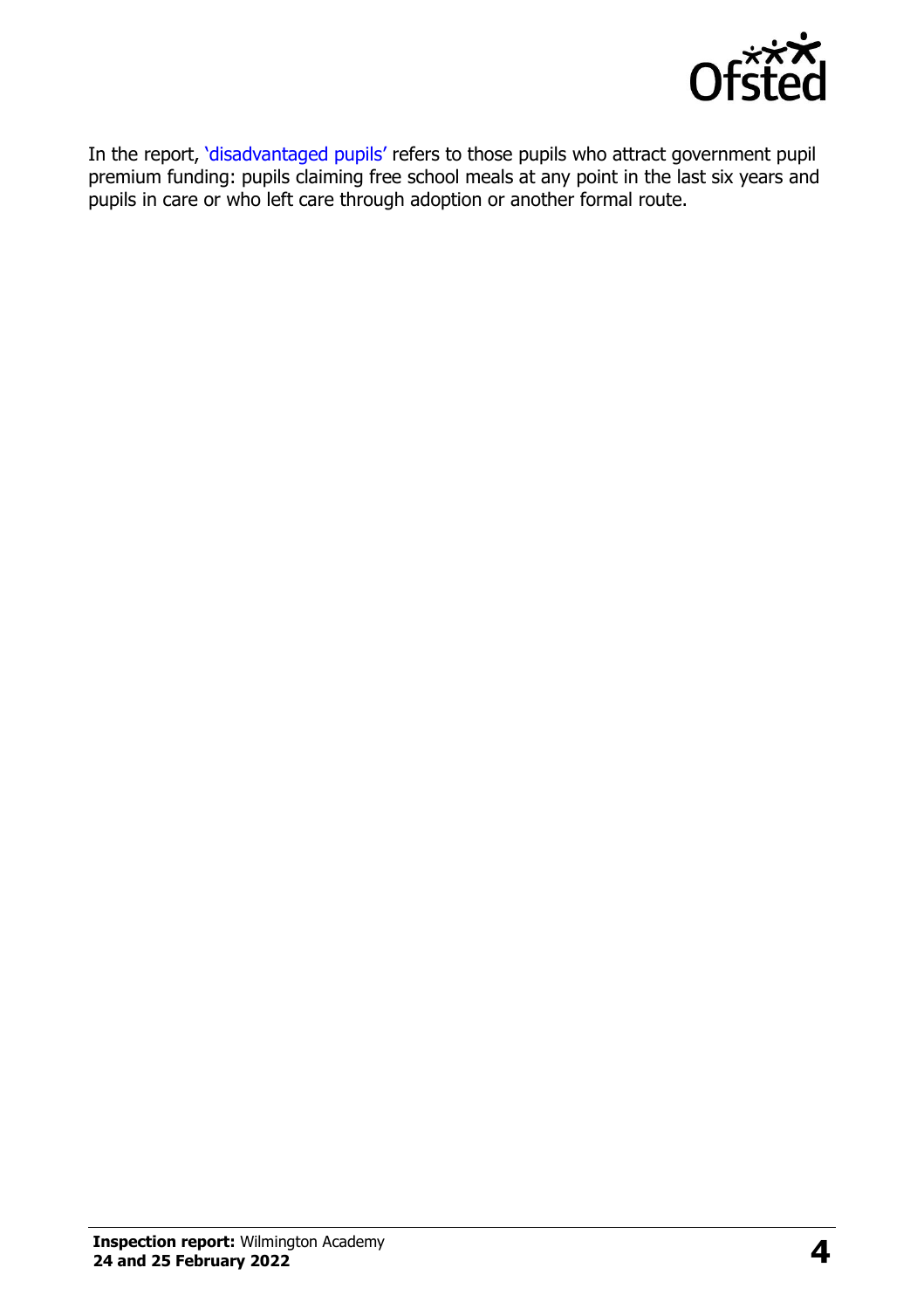In the report, 'disadvantaged pupils' refers to those pupils who attract government pupil premium funding: pupils claiming free school meals at any point in the last six years and pupils in care or who left care through adoption or another formal route.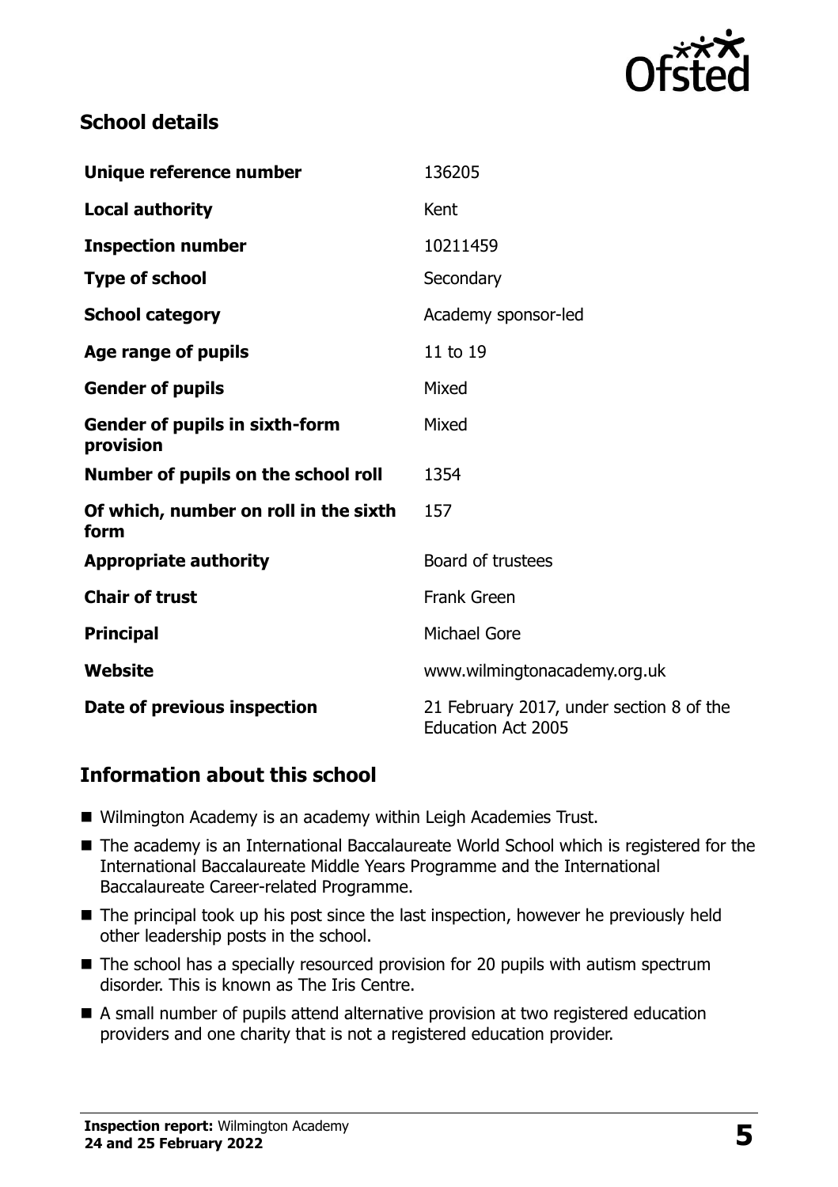## School details

| | |
|---|---|
| **Unique reference number** | 136205 |
| **Local authority** | Kent |
| **Inspection number** | 10211459 |
| **Type of school** | Secondary |
| **School category** | Academy sponsor-led |
| **Age range of pupils** | 11 to 19 |
| **Gender of pupils** | Mixed |
| **Gender of pupils in sixth-form provision** | Mixed |
| **Number of pupils on the school roll** | 1354 |
| **Of which, number on roll in the sixth form** | 157 |
| **Appropriate authority** | Board of trustees |
| **Chair of trust** | Frank Green |
| **Principal** | Michael Gore |
| **Website** | www.wilmingtonacademy.org.uk |
| **Date of previous inspection** | 21 February 2017, under section 8 of the Education Act 2005 |

## Information about this school

- Wilmington Academy is an academy within Leigh Academies Trust.
- The academy is an International Baccalaureate World School which is registered for the International Baccalaureate Middle Years Programme and the International Baccalaureate Career-related Programme.
- The principal took up his post since the last inspection, however he previously held other leadership posts in the school.
- The school has a specially resourced provision for 20 pupils with autism spectrum disorder. This is known as The Iris Centre.
- A small number of pupils attend alternative provision at two registered education providers and one charity that is not a registered education provider.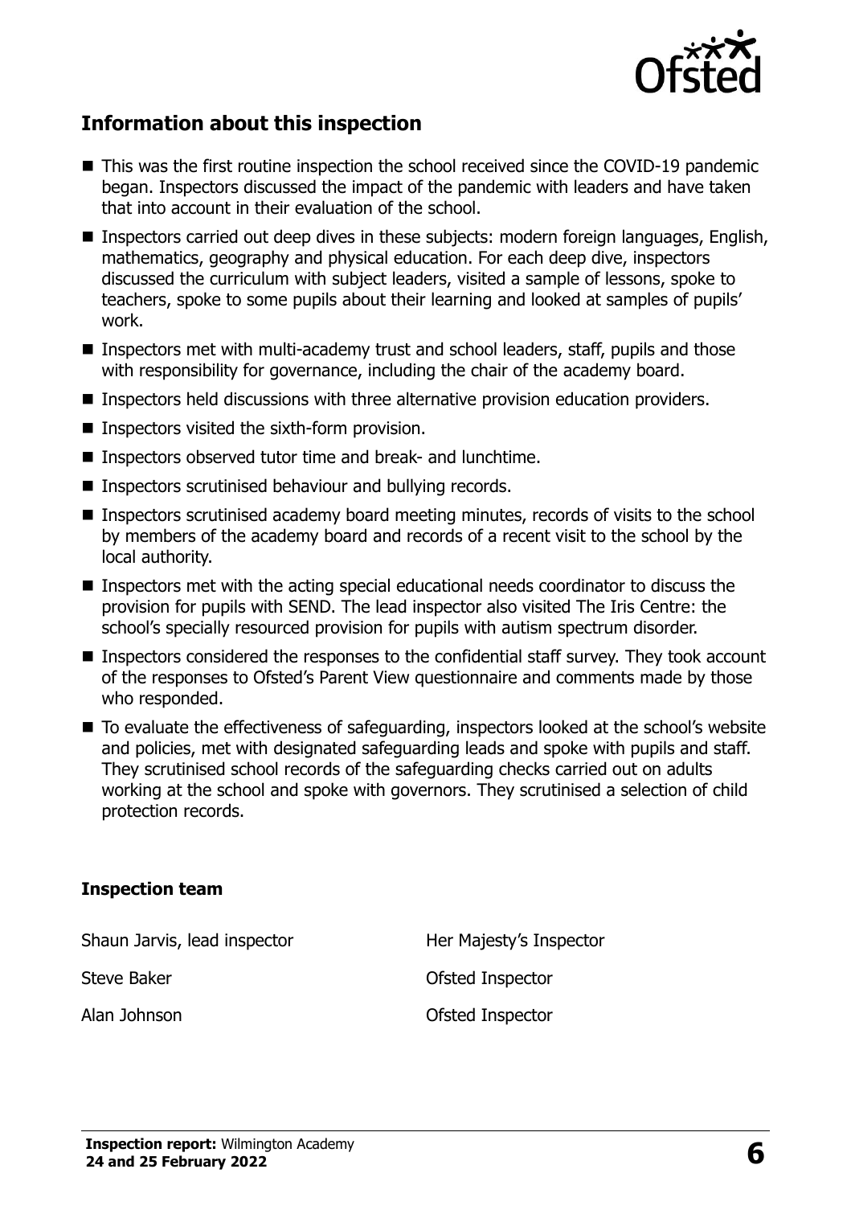## Information about this inspection

- This was the first routine inspection the school received since the COVID-19 pandemic began. Inspectors discussed the impact of the pandemic with leaders and have taken that into account in their evaluation of the school.
- Inspectors carried out deep dives in these subjects: modern foreign languages, English, mathematics, geography and physical education. For each deep dive, inspectors discussed the curriculum with subject leaders, visited a sample of lessons, spoke to teachers, spoke to some pupils about their learning and looked at samples of pupils' work.
- Inspectors met with multi-academy trust and school leaders, staff, pupils and those with responsibility for governance, including the chair of the academy board.
- Inspectors held discussions with three alternative provision education providers.
- Inspectors visited the sixth-form provision.
- Inspectors observed tutor time and break- and lunchtime.
- Inspectors scrutinised behaviour and bullying records.
- Inspectors scrutinised academy board meeting minutes, records of visits to the school by members of the academy board and records of a recent visit to the school by the local authority.
- Inspectors met with the acting special educational needs coordinator to discuss the provision for pupils with SEND. The lead inspector also visited The Iris Centre: the school's specially resourced provision for pupils with autism spectrum disorder.
- Inspectors considered the responses to the confidential staff survey. They took account of the responses to Ofsted's Parent View questionnaire and comments made by those who responded.
- To evaluate the effectiveness of safeguarding, inspectors looked at the school's website and policies, met with designated safeguarding leads and spoke with pupils and staff. They scrutinised school records of the safeguarding checks carried out on adults working at the school and spoke with governors. They scrutinised a selection of child protection records.

### Inspection team

| | |
|---|---|
| Shaun Jarvis, lead inspector | Her Majesty's Inspector |
| Steve Baker | Ofsted Inspector |
| Alan Johnson | Ofsted Inspector |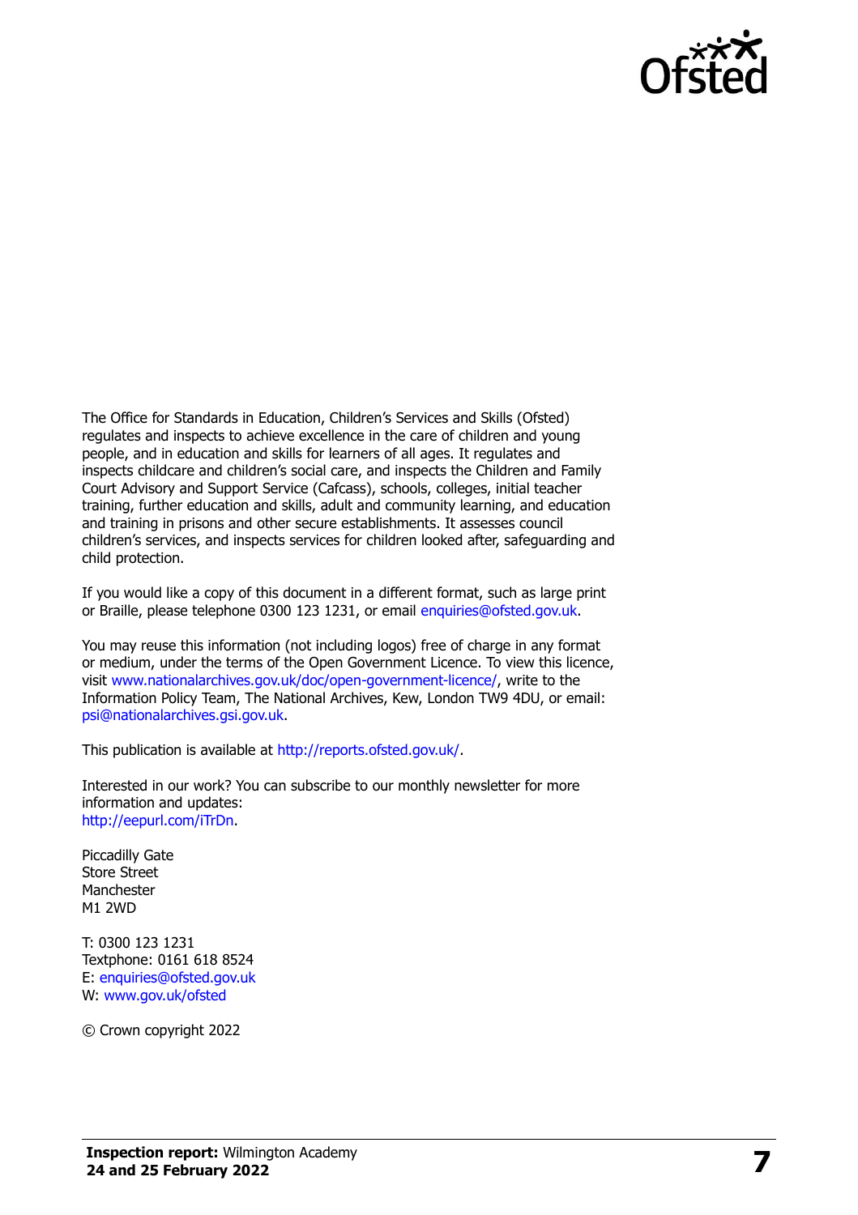The Office for Standards in Education, Children's Services and Skills (Ofsted) regulates and inspects to achieve excellence in the care of children and young people, and in education and skills for learners of all ages. It regulates and inspects childcare and children's social care, and inspects the Children and Family Court Advisory and Support Service (Cafcass), schools, colleges, initial teacher training, further education and skills, adult and community learning, and education and training in prisons and other secure establishments. It assesses council children's services, and inspects services for children looked after, safeguarding and child protection.

If you would like a copy of this document in a different format, such as large print or Braille, please telephone 0300 123 1231, or email enquiries@ofsted.gov.uk.

You may reuse this information (not including logos) free of charge in any format or medium, under the terms of the Open Government Licence. To view this licence, visit www.nationalarchives.gov.uk/doc/open-government-licence/, write to the Information Policy Team, The National Archives, Kew, London TW9 4DU, or email: psi@nationalarchives.gsi.gov.uk.

This publication is available at http://reports.ofsted.gov.uk/.

Interested in our work? You can subscribe to our monthly newsletter for more information and updates:
http://eepurl.com/iTrDn.

Piccadilly Gate
Store Street
Manchester
M1 2WD

T: 0300 123 1231
Textphone: 0161 618 8524
E: enquiries@ofsted.gov.uk
W: www.gov.uk/ofsted

© Crown copyright 2022